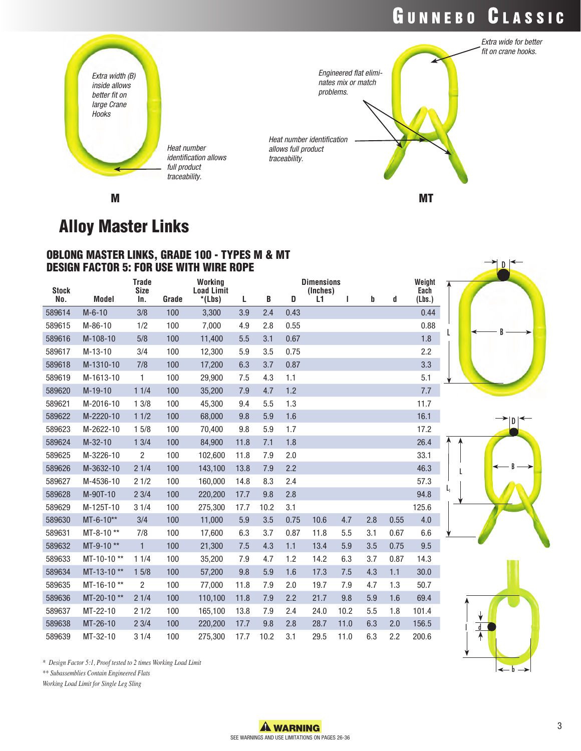Extra width (B) inside allows better fit on large Crane Hooks

Heat number identification allows full product traceability.

**M**

Extra wide for better fit on crane hooks.

Engineered flat eliminates mix or match problems.

Heat number identification allows full product traceability.

**MT**

# Alloy Master Links

## OBLONG MASTER LINKS, GRADE 100 - TYPES M & MT
## DESIGN FACTOR 5: FOR USE WITH WIRE ROPE

| Stock No. | Model | Trade Size In. | Grade | Working Load Limit *(Lbs) | L | B | D | L1 | l | b | d | Weight Each (Lbs.) |
|---|---|---|---|---|---|---|---|---|---|---|---|---|
| | | | | | Dimensions (Inches) | | | | | | | |
| 589614 | M-6-10 | 3/8 | 100 | 3,300 | 3.9 | 2.4 | 0.43 | | | | | 0.44 |
| 589615 | M-86-10 | 1/2 | 100 | 7,000 | 4.9 | 2.8 | 0.55 | | | | | 0.88 |
| 589616 | M-108-10 | 5/8 | 100 | 11,400 | 5.5 | 3.1 | 0.67 | | | | | 1.8 |
| 589617 | M-13-10 | 3/4 | 100 | 12,300 | 5.9 | 3.5 | 0.75 | | | | | 2.2 |
| 589618 | M-1310-10 | 7/8 | 100 | 17,200 | 6.3 | 3.7 | 0.87 | | | | | 3.3 |
| 589619 | M-1613-10 | 1 | 100 | 29,900 | 7.5 | 4.3 | 1.1 | | | | | 5.1 |
| 589620 | M-19-10 | 1 1/4 | 100 | 35,200 | 7.9 | 4.7 | 1.2 | | | | | 7.7 |
| 589621 | M-2016-10 | 1 3/8 | 100 | 45,300 | 9.4 | 5.5 | 1.3 | | | | | 11.7 |
| 589622 | M-2220-10 | 1 1/2 | 100 | 68,000 | 9.8 | 5.9 | 1.6 | | | | | 16.1 |
| 589623 | M-2622-10 | 1 5/8 | 100 | 70,400 | 9.8 | 5.9 | 1.7 | | | | | 17.2 |
| 589624 | M-32-10 | 1 3/4 | 100 | 84,900 | 11.8 | 7.1 | 1.8 | | | | | 26.4 |
| 589625 | M-3226-10 | 2 | 100 | 102,600 | 11.8 | 7.9 | 2.0 | | | | | 33.1 |
| 589626 | M-3632-10 | 2 1/4 | 100 | 143,100 | 13.8 | 7.9 | 2.2 | | | | | 46.3 |
| 589627 | M-4536-10 | 2 1/2 | 100 | 160,000 | 14.8 | 8.3 | 2.4 | | | | | 57.3 |
| 589628 | M-90T-10 | 2 3/4 | 100 | 220,200 | 17.7 | 9.8 | 2.8 | | | | | 94.8 |
| 589629 | M-125T-10 | 3 1/4 | 100 | 275,300 | 17.7 | 10.2 | 3.1 | | | | | 125.6 |
| 589630 | MT-6-10** | 3/4 | 100 | 11,000 | 5.9 | 3.5 | 0.75 | 10.6 | 4.7 | 2.8 | 0.55 | 4.0 |
| 589631 | MT-8-10 ** | 7/8 | 100 | 17,600 | 6.3 | 3.7 | 0.87 | 11.8 | 5.5 | 3.1 | 0.67 | 6.6 |
| 589632 | MT-9-10 ** | 1 | 100 | 21,300 | 7.5 | 4.3 | 1.1 | 13.4 | 5.9 | 3.5 | 0.75 | 9.5 |
| 589633 | MT-10-10 ** | 1 1/4 | 100 | 35,200 | 7.9 | 4.7 | 1.2 | 14.2 | 6.3 | 3.7 | 0.87 | 14.3 |
| 589634 | MT-13-10 ** | 1 5/8 | 100 | 57,200 | 9.8 | 5.9 | 1.6 | 17.3 | 7.5 | 4.3 | 1.1 | 30.0 |
| 589635 | MT-16-10 ** | 2 | 100 | 77,000 | 11.8 | 7.9 | 2.0 | 19.7 | 7.9 | 4.7 | 1.3 | 50.7 |
| 589636 | MT-20-10 ** | 2 1/4 | 100 | 110,100 | 11.8 | 7.9 | 2.2 | 21.7 | 9.8 | 5.9 | 1.6 | 69.4 |
| 589637 | MT-22-10 | 2 1/2 | 100 | 165,100 | 13.8 | 7.9 | 2.4 | 24.0 | 10.2 | 5.5 | 1.8 | 101.4 |
| 589638 | MT-26-10 | 2 3/4 | 100 | 220,200 | 17.7 | 9.8 | 2.8 | 28.7 | 11.0 | 6.3 | 2.0 | 156.5 |
| 589639 | MT-32-10 | 3 1/4 | 100 | 275,300 | 17.7 | 10.2 | 3.1 | 29.5 | 11.0 | 6.3 | 2.2 | 200.6 |

*\* Design Factor 5:1, Proof tested to 2 times Working Load Limit*

*\*\* Subassemblies Contain Engineered Flats*

*Working Load Limit for Single Leg Sling*

**WARNING**
SEE WARNINGS AND USE LIMITATIONS ON PAGES 26-36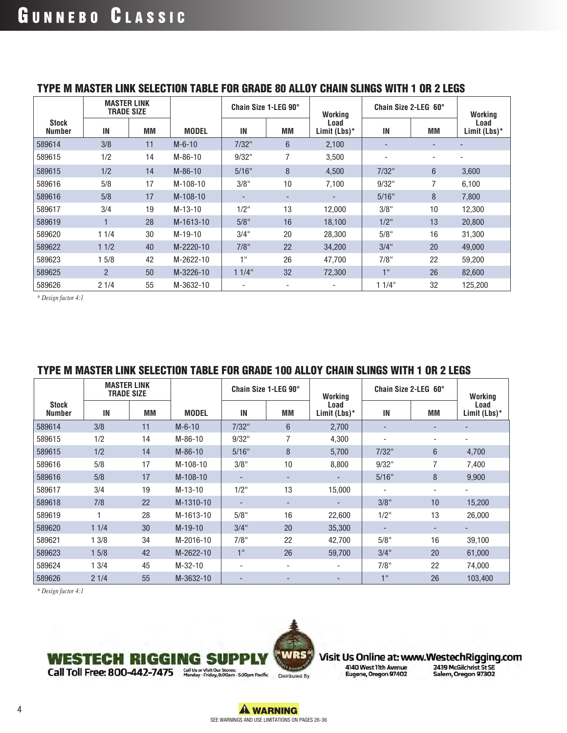## TYPE M MASTER LINK SELECTION TABLE FOR GRADE 80 ALLOY CHAIN SLINGS WITH 1 OR 2 LEGS

| Stock Number | MASTER LINK TRADE SIZE | | MODEL | Chain Size 1-LEG 90° | | Working Load Limit (Lbs)* | Chain Size 2-LEG 60° | | Working Load Limit (Lbs)* |
|---|---|---|---|---|---|---|---|---|---|
| | IN | MM | | IN | MM | | IN | MM | |
| 589614 | 3/8 | 11 | M-6-10 | 7/32" | 6 | 2,100 | - | - | - |
| 589615 | 1/2 | 14 | M-86-10 | 9/32" | 7 | 3,500 | - | - | - |
| 589615 | 1/2 | 14 | M-86-10 | 5/16" | 8 | 4,500 | 7/32" | 6 | 3,600 |
| 589616 | 5/8 | 17 | M-108-10 | 3/8" | 10 | 7,100 | 9/32" | 7 | 6,100 |
| 589616 | 5/8 | 17 | M-108-10 | - | - | - | 5/16" | 8 | 7,800 |
| 589617 | 3/4 | 19 | M-13-10 | 1/2" | 13 | 12,000 | 3/8" | 10 | 12,300 |
| 589619 | 1 | 28 | M-1613-10 | 5/8" | 16 | 18,100 | 1/2" | 13 | 20,800 |
| 589620 | 1 1/4 | 30 | M-19-10 | 3/4" | 20 | 28,300 | 5/8" | 16 | 31,300 |
| 589622 | 1 1/2 | 40 | M-2220-10 | 7/8" | 22 | 34,200 | 3/4" | 20 | 49,000 |
| 589623 | 1 5/8 | 42 | M-2622-10 | 1" | 26 | 47,700 | 7/8" | 22 | 59,200 |
| 589625 | 2 | 50 | M-3226-10 | 1 1/4" | 32 | 72,300 | 1" | 26 | 82,600 |
| 589626 | 2 1/4 | 55 | M-3632-10 | - | - | - | 1 1/4" | 32 | 125,200 |

*\* Design factor 4:1*

## TYPE M MASTER LINK SELECTION TABLE FOR GRADE 100 ALLOY CHAIN SLINGS WITH 1 OR 2 LEGS

| Stock Number | MASTER LINK TRADE SIZE | | MODEL | Chain Size 1-LEG 90° | | Working Load Limit (Lbs)* | Chain Size 2-LEG 60° | | Working Load Limit (Lbs)* |
|---|---|---|---|---|---|---|---|---|---|
| | IN | MM | | IN | MM | | IN | MM | |
| 589614 | 3/8 | 11 | M-6-10 | 7/32" | 6 | 2,700 | - | - | - |
| 589615 | 1/2 | 14 | M-86-10 | 9/32" | 7 | 4,300 | - | - | - |
| 589615 | 1/2 | 14 | M-86-10 | 5/16" | 8 | 5,700 | 7/32" | 6 | 4,700 |
| 589616 | 5/8 | 17 | M-108-10 | 3/8" | 10 | 8,800 | 9/32" | 7 | 7,400 |
| 589616 | 5/8 | 17 | M-108-10 | - | - | - | 5/16" | 8 | 9,900 |
| 589617 | 3/4 | 19 | M-13-10 | 1/2" | 13 | 15,000 | - | - | - |
| 589618 | 7/8 | 22 | M-1310-10 | - | - | - | 3/8" | 10 | 15,200 |
| 589619 | 1 | 28 | M-1613-10 | 5/8" | 16 | 22,600 | 1/2" | 13 | 26,000 |
| 589620 | 1 1/4 | 30 | M-19-10 | 3/4" | 20 | 35,300 | - | - | - |
| 589621 | 1 3/8 | 34 | M-2016-10 | 7/8" | 22 | 42,700 | 5/8" | 16 | 39,100 |
| 589623 | 1 5/8 | 42 | M-2622-10 | 1" | 26 | 59,700 | 3/4" | 20 | 61,000 |
| 589624 | 1 3/4 | 45 | M-32-10 | - | - | - | 7/8" | 22 | 74,000 |
| 589626 | 2 1/4 | 55 | M-3632-10 | - | - | - | 1" | 26 | 103,400 |

*\* Design factor 4:1*

**WESTECH RIGGING SUPPLY**
Call Toll Free: 800-442-7475
Call Us or Visit Our Stores: Monday - Friday, 8:00am - 5:30pm Pacific

Distributed By

Visit Us Online at: www.WestechRigging.com
4140 West 11th Avenue, Eugene, Oregon 97402
2439 McGilchrist St SE, Salem, Oregon 97302

**⚠ WARNING**
SEE WARNINGS AND USE LIMITATIONS ON PAGES 26-36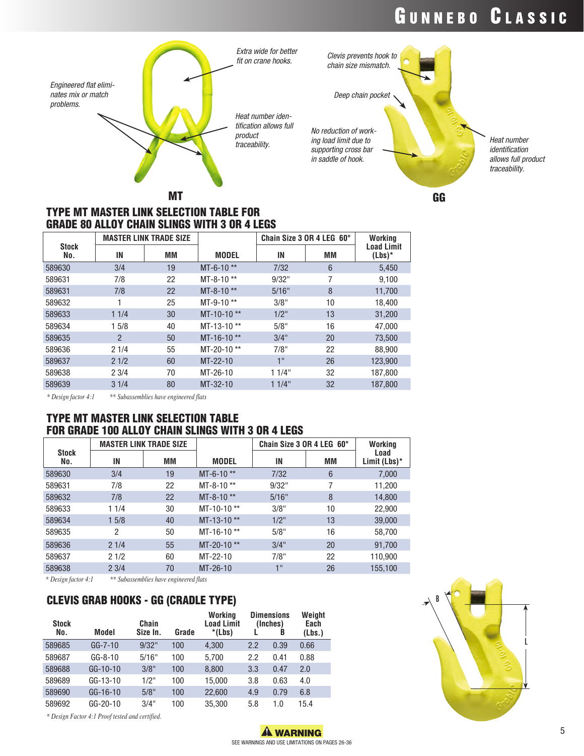Extra wide for better fit on crane hooks.

Engineered flat eliminates mix or match problems.

Heat number identification allows full product traceability.

MT

Clevis prevents hook to chain size mismatch.

Deep chain pocket

No reduction of working load limit due to supporting cross bar in saddle of hook.

Heat number identification allows full product traceability.

GG

## TYPE MT MASTER LINK SELECTION TABLE FOR GRADE 80 ALLOY CHAIN SLINGS WITH 3 OR 4 LEGS

| Stock No. | MASTER LINK TRADE SIZE | | MODEL | Chain Size 3 OR 4 LEG 60° | | Working Load Limit (Lbs)* |
|---|---|---|---|---|---|---|
| | IN | MM | | IN | MM | |
| 589630 | 3/4 | 19 | MT-6-10 ** | 7/32 | 6 | 5,450 |
| 589631 | 7/8 | 22 | MT-8-10 ** | 9/32" | 7 | 9,100 |
| 589631 | 7/8 | 22 | MT-8-10 ** | 5/16" | 8 | 11,700 |
| 589632 | 1 | 25 | MT-9-10 ** | 3/8" | 10 | 18,400 |
| 589633 | 1 1/4 | 30 | MT-10-10 ** | 1/2" | 13 | 31,200 |
| 589634 | 1 5/8 | 40 | MT-13-10 ** | 5/8" | 16 | 47,000 |
| 589635 | 2 | 50 | MT-16-10 ** | 3/4" | 20 | 73,500 |
| 589636 | 2 1/4 | 55 | MT-20-10 ** | 7/8" | 22 | 88,900 |
| 589637 | 2 1/2 | 60 | MT-22-10 | 1" | 26 | 123,900 |
| 589638 | 2 3/4 | 70 | MT-26-10 | 1 1/4" | 32 | 187,800 |
| 589639 | 3 1/4 | 80 | MT-32-10 | 1 1/4" | 32 | 187,800 |

*\* Design factor 4:1* *\*\* Subassemblies have engineered flats*

## TYPE MT MASTER LINK SELECTION TABLE FOR GRADE 100 ALLOY CHAIN SLINGS WITH 3 OR 4 LEGS

| Stock No. | MASTER LINK TRADE SIZE | | MODEL | Chain Size 3 OR 4 LEG 60° | | Working Load Limit (Lbs)* |
|---|---|---|---|---|---|---|
| | IN | MM | | IN | MM | |
| 589630 | 3/4 | 19 | MT-6-10 ** | 7/32 | 6 | 7,000 |
| 589631 | 7/8 | 22 | MT-8-10 ** | 9/32" | 7 | 11,200 |
| 589632 | 7/8 | 22 | MT-8-10 ** | 5/16" | 8 | 14,800 |
| 589633 | 1 1/4 | 30 | MT-10-10 ** | 3/8" | 10 | 22,900 |
| 589634 | 1 5/8 | 40 | MT-13-10 ** | 1/2" | 13 | 39,000 |
| 589635 | 2 | 50 | MT-16-10 ** | 5/8" | 16 | 58,700 |
| 589636 | 2 1/4 | 55 | MT-20-10 ** | 3/4" | 20 | 91,700 |
| 589637 | 2 1/2 | 60 | MT-22-10 | 7/8" | 22 | 110,900 |
| 589638 | 2 3/4 | 70 | MT-26-10 | 1" | 26 | 155,100 |

*\* Design factor 4:1* *\*\* Subassemblies have engineered flats*

## CLEVIS GRAB HOOKS - GG (CRADLE TYPE)

| Stock No. | Model | Chain Size In. | Grade | Working Load Limit *(Lbs) | Dimensions (Inches) L | B | Weight Each (Lbs.) |
|---|---|---|---|---|---|---|---|
| 589685 | GG-7-10 | 9/32" | 100 | 4,300 | 2.2 | 0.39 | 0.66 |
| 589687 | GG-8-10 | 5/16" | 100 | 5,700 | 2.2 | 0.41 | 0.88 |
| 589688 | GG-10-10 | 3/8" | 100 | 8,800 | 3.3 | 0.47 | 2.0 |
| 589689 | GG-13-10 | 1/2" | 100 | 15,000 | 3.8 | 0.63 | 4.0 |
| 589690 | GG-16-10 | 5/8" | 100 | 22,600 | 4.9 | 0.79 | 6.8 |
| 589692 | GG-20-10 | 3/4" | 100 | 35,300 | 5.8 | 1.0 | 15.4 |

*\* Design Factor 4:1 Proof tested and certified.*

B

L

**⚠ WARNING**

SEE WARNINGS AND USE LIMITATIONS ON PAGES 26-36